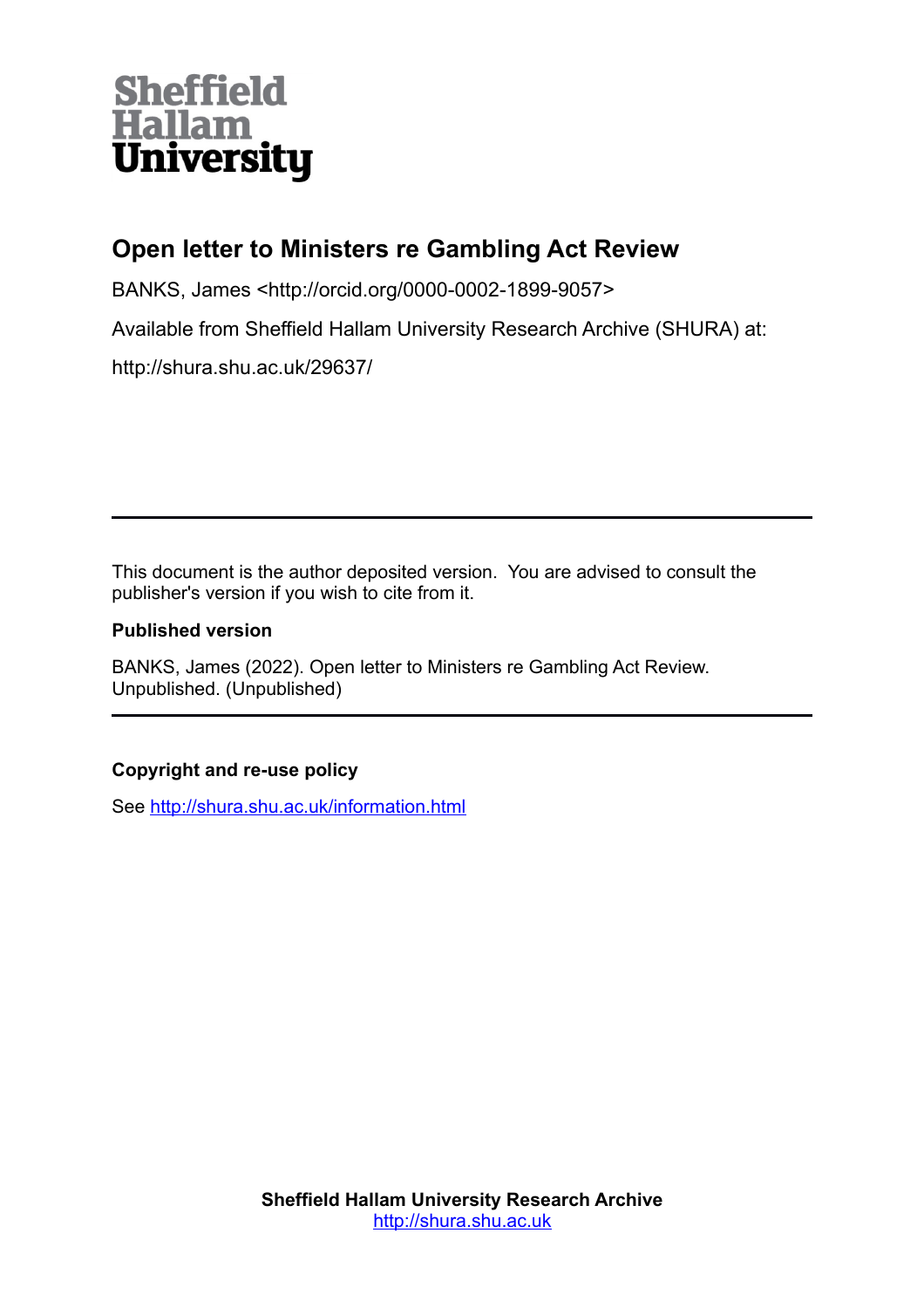**Sheffield Hallam University**

# Open letter to Ministers re Gambling Act Review

BANKS, James <http://orcid.org/0000-0002-1899-9057>

Available from Sheffield Hallam University Research Archive (SHURA) at:

http://shura.shu.ac.uk/29637/

---

This document is the author deposited version. You are advised to consult the publisher's version if you wish to cite from it.

### Published version

BANKS, James (2022). Open letter to Ministers re Gambling Act Review. Unpublished. (Unpublished)

---

### Copyright and re-use policy

See http://shura.shu.ac.uk/information.html

**Sheffield Hallam University Research Archive**
http://shura.shu.ac.uk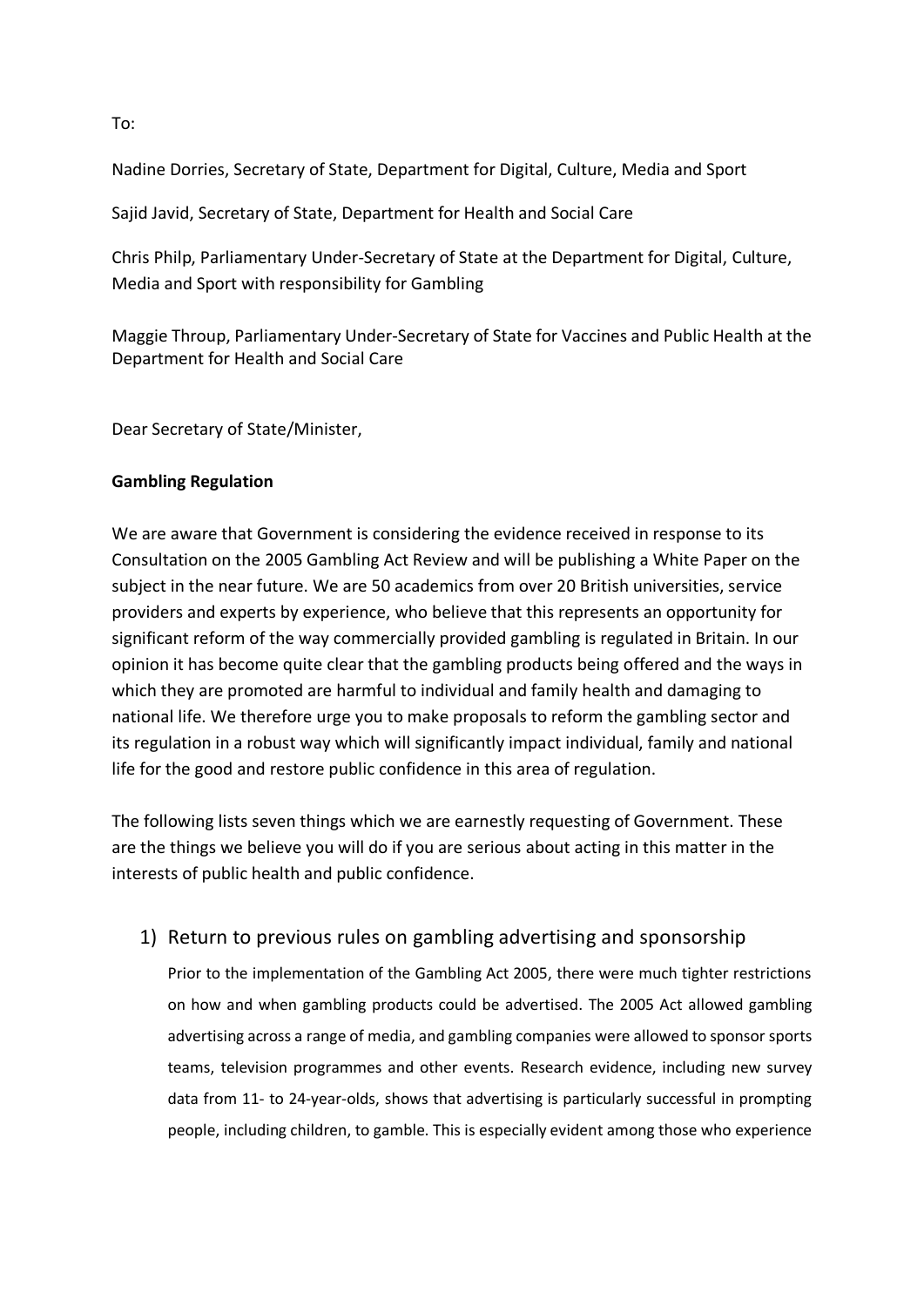To:

Nadine Dorries, Secretary of State, Department for Digital, Culture, Media and Sport

Sajid Javid, Secretary of State, Department for Health and Social Care

Chris Philp, Parliamentary Under-Secretary of State at the Department for Digital, Culture, Media and Sport with responsibility for Gambling

Maggie Throup, Parliamentary Under-Secretary of State for Vaccines and Public Health at the Department for Health and Social Care

Dear Secretary of State/Minister,

**Gambling Regulation**

We are aware that Government is considering the evidence received in response to its Consultation on the 2005 Gambling Act Review and will be publishing a White Paper on the subject in the near future. We are 50 academics from over 20 British universities, service providers and experts by experience, who believe that this represents an opportunity for significant reform of the way commercially provided gambling is regulated in Britain. In our opinion it has become quite clear that the gambling products being offered and the ways in which they are promoted are harmful to individual and family health and damaging to national life. We therefore urge you to make proposals to reform the gambling sector and its regulation in a robust way which will significantly impact individual, family and national life for the good and restore public confidence in this area of regulation.

The following lists seven things which we are earnestly requesting of Government. These are the things we believe you will do if you are serious about acting in this matter in the interests of public health and public confidence.

## 1) Return to previous rules on gambling advertising and sponsorship

Prior to the implementation of the Gambling Act 2005, there were much tighter restrictions on how and when gambling products could be advertised. The 2005 Act allowed gambling advertising across a range of media, and gambling companies were allowed to sponsor sports teams, television programmes and other events. Research evidence, including new survey data from 11- to 24-year-olds, shows that advertising is particularly successful in prompting people, including children, to gamble. This is especially evident among those who experience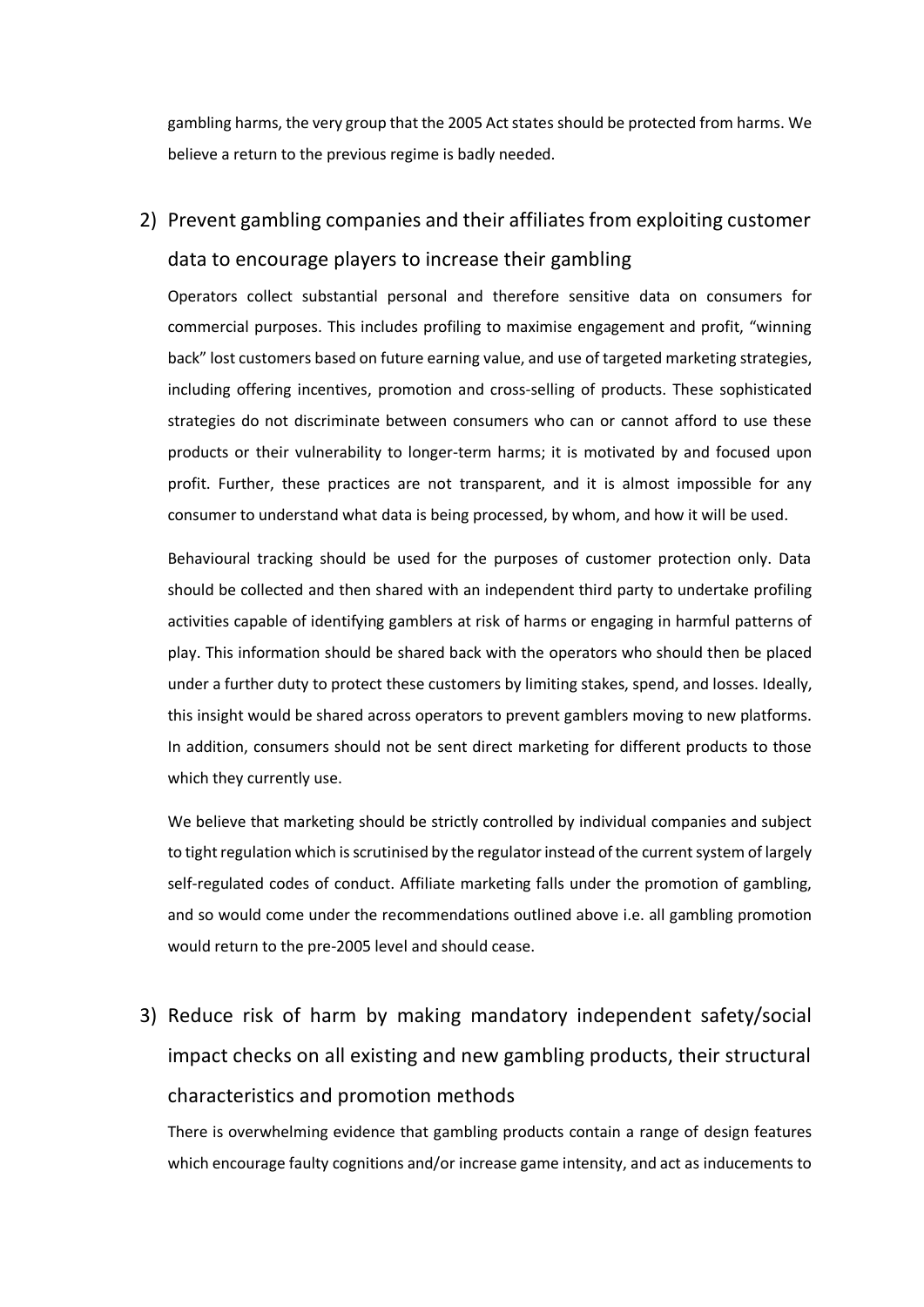gambling harms, the very group that the 2005 Act states should be protected from harms. We believe a return to the previous regime is badly needed.

## 2) Prevent gambling companies and their affiliates from exploiting customer data to encourage players to increase their gambling

Operators collect substantial personal and therefore sensitive data on consumers for commercial purposes. This includes profiling to maximise engagement and profit, "winning back" lost customers based on future earning value, and use of targeted marketing strategies, including offering incentives, promotion and cross-selling of products. These sophisticated strategies do not discriminate between consumers who can or cannot afford to use these products or their vulnerability to longer-term harms; it is motivated by and focused upon profit. Further, these practices are not transparent, and it is almost impossible for any consumer to understand what data is being processed, by whom, and how it will be used.

Behavioural tracking should be used for the purposes of customer protection only. Data should be collected and then shared with an independent third party to undertake profiling activities capable of identifying gamblers at risk of harms or engaging in harmful patterns of play. This information should be shared back with the operators who should then be placed under a further duty to protect these customers by limiting stakes, spend, and losses. Ideally, this insight would be shared across operators to prevent gamblers moving to new platforms. In addition, consumers should not be sent direct marketing for different products to those which they currently use.

We believe that marketing should be strictly controlled by individual companies and subject to tight regulation which is scrutinised by the regulator instead of the current system of largely self-regulated codes of conduct. Affiliate marketing falls under the promotion of gambling, and so would come under the recommendations outlined above i.e. all gambling promotion would return to the pre-2005 level and should cease.

## 3) Reduce risk of harm by making mandatory independent safety/social impact checks on all existing and new gambling products, their structural characteristics and promotion methods

There is overwhelming evidence that gambling products contain a range of design features which encourage faulty cognitions and/or increase game intensity, and act as inducements to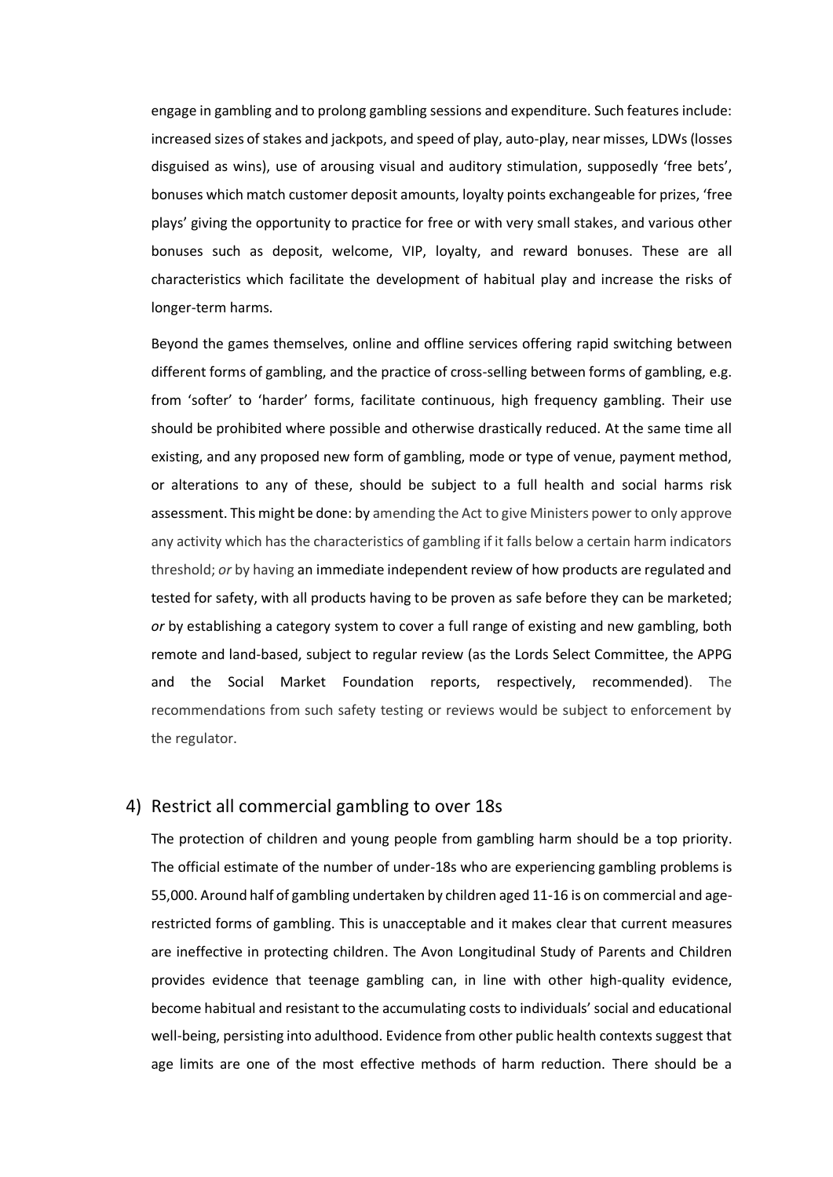engage in gambling and to prolong gambling sessions and expenditure. Such features include: increased sizes of stakes and jackpots, and speed of play, auto-play, near misses, LDWs (losses disguised as wins), use of arousing visual and auditory stimulation, supposedly 'free bets', bonuses which match customer deposit amounts, loyalty points exchangeable for prizes, 'free plays' giving the opportunity to practice for free or with very small stakes, and various other bonuses such as deposit, welcome, VIP, loyalty, and reward bonuses. These are all characteristics which facilitate the development of habitual play and increase the risks of longer-term harms.

Beyond the games themselves, online and offline services offering rapid switching between different forms of gambling, and the practice of cross-selling between forms of gambling, e.g. from 'softer' to 'harder' forms, facilitate continuous, high frequency gambling. Their use should be prohibited where possible and otherwise drastically reduced. At the same time all existing, and any proposed new form of gambling, mode or type of venue, payment method, or alterations to any of these, should be subject to a full health and social harms risk assessment. This might be done: by amending the Act to give Ministers power to only approve any activity which has the characteristics of gambling if it falls below a certain harm indicators threshold; *or* by having an immediate independent review of how products are regulated and tested for safety, with all products having to be proven as safe before they can be marketed; *or* by establishing a category system to cover a full range of existing and new gambling, both remote and land-based, subject to regular review (as the Lords Select Committee, the APPG and the Social Market Foundation reports, respectively, recommended). The recommendations from such safety testing or reviews would be subject to enforcement by the regulator.

## 4) Restrict all commercial gambling to over 18s

The protection of children and young people from gambling harm should be a top priority. The official estimate of the number of under-18s who are experiencing gambling problems is 55,000. Around half of gambling undertaken by children aged 11-16 is on commercial and age-restricted forms of gambling. This is unacceptable and it makes clear that current measures are ineffective in protecting children. The Avon Longitudinal Study of Parents and Children provides evidence that teenage gambling can, in line with other high-quality evidence, become habitual and resistant to the accumulating costs to individuals' social and educational well-being, persisting into adulthood. Evidence from other public health contexts suggest that age limits are one of the most effective methods of harm reduction. There should be a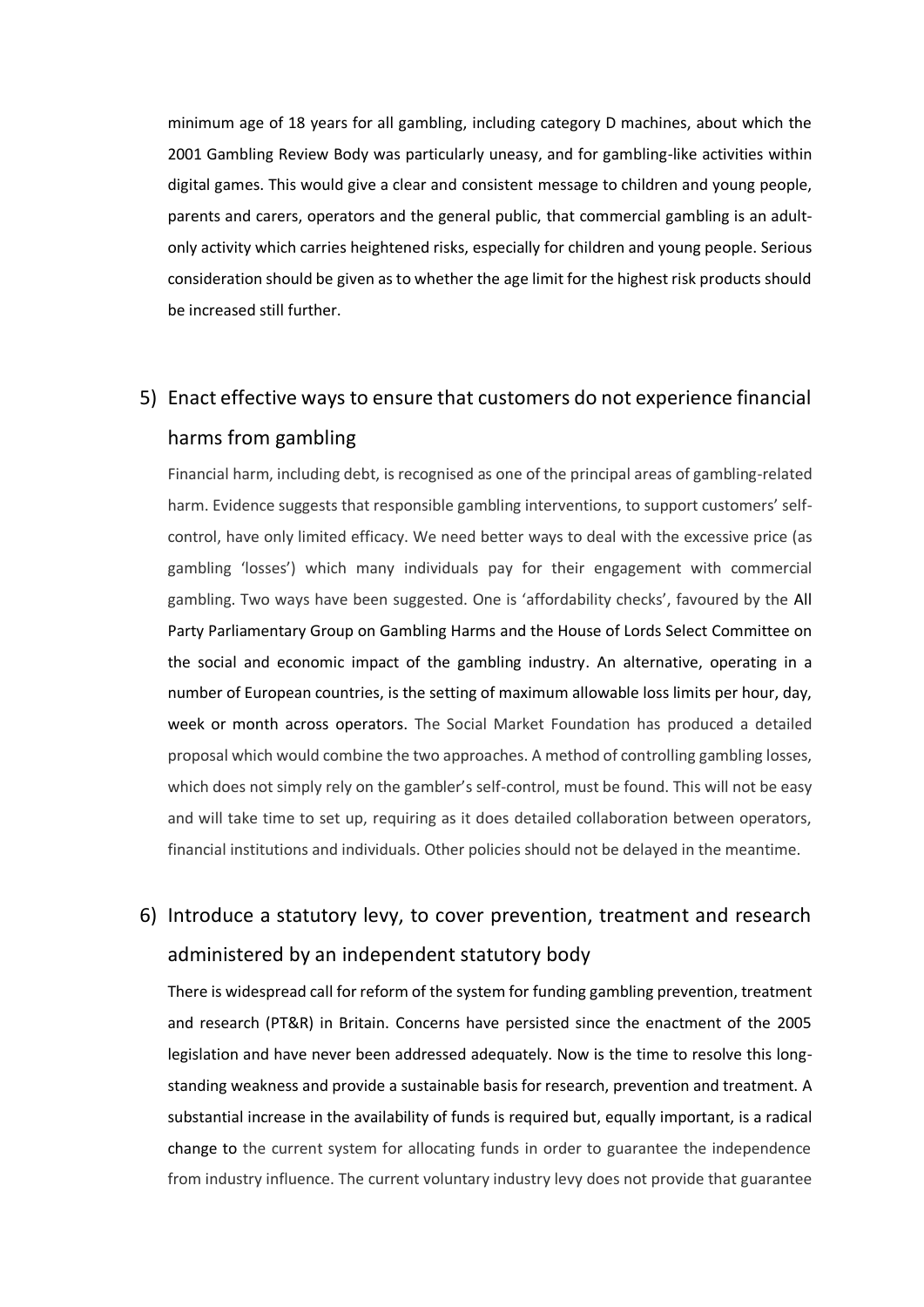minimum age of 18 years for all gambling, including category D machines, about which the 2001 Gambling Review Body was particularly uneasy, and for gambling-like activities within digital games. This would give a clear and consistent message to children and young people, parents and carers, operators and the general public, that commercial gambling is an adult-only activity which carries heightened risks, especially for children and young people. Serious consideration should be given as to whether the age limit for the highest risk products should be increased still further.

## 5) Enact effective ways to ensure that customers do not experience financial harms from gambling

Financial harm, including debt, is recognised as one of the principal areas of gambling-related harm. Evidence suggests that responsible gambling interventions, to support customers' self-control, have only limited efficacy. We need better ways to deal with the excessive price (as gambling 'losses') which many individuals pay for their engagement with commercial gambling. Two ways have been suggested. One is 'affordability checks', favoured by the All Party Parliamentary Group on Gambling Harms and the House of Lords Select Committee on the social and economic impact of the gambling industry. An alternative, operating in a number of European countries, is the setting of maximum allowable loss limits per hour, day, week or month across operators. The Social Market Foundation has produced a detailed proposal which would combine the two approaches. A method of controlling gambling losses, which does not simply rely on the gambler's self-control, must be found. This will not be easy and will take time to set up, requiring as it does detailed collaboration between operators, financial institutions and individuals. Other policies should not be delayed in the meantime.

## 6) Introduce a statutory levy, to cover prevention, treatment and research administered by an independent statutory body

There is widespread call for reform of the system for funding gambling prevention, treatment and research (PT&R) in Britain. Concerns have persisted since the enactment of the 2005 legislation and have never been addressed adequately. Now is the time to resolve this long-standing weakness and provide a sustainable basis for research, prevention and treatment. A substantial increase in the availability of funds is required but, equally important, is a radical change to the current system for allocating funds in order to guarantee the independence from industry influence. The current voluntary industry levy does not provide that guarantee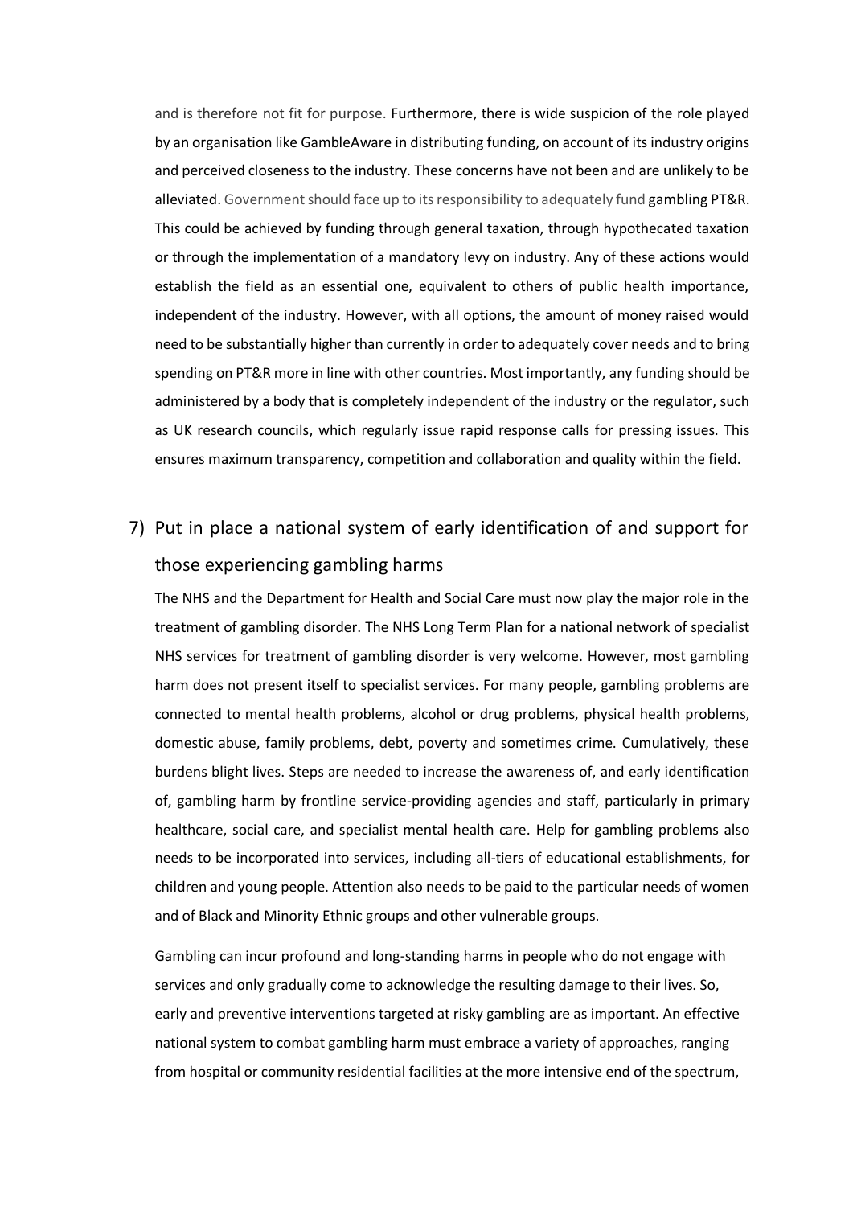and is therefore not fit for purpose. Furthermore, there is wide suspicion of the role played by an organisation like GambleAware in distributing funding, on account of its industry origins and perceived closeness to the industry. These concerns have not been and are unlikely to be alleviated. Government should face up to its responsibility to adequately fund gambling PT&R. This could be achieved by funding through general taxation, through hypothecated taxation or through the implementation of a mandatory levy on industry. Any of these actions would establish the field as an essential one, equivalent to others of public health importance, independent of the industry. However, with all options, the amount of money raised would need to be substantially higher than currently in order to adequately cover needs and to bring spending on PT&R more in line with other countries. Most importantly, any funding should be administered by a body that is completely independent of the industry or the regulator, such as UK research councils, which regularly issue rapid response calls for pressing issues. This ensures maximum transparency, competition and collaboration and quality within the field.

## 7) Put in place a national system of early identification of and support for those experiencing gambling harms

The NHS and the Department for Health and Social Care must now play the major role in the treatment of gambling disorder. The NHS Long Term Plan for a national network of specialist NHS services for treatment of gambling disorder is very welcome. However, most gambling harm does not present itself to specialist services. For many people, gambling problems are connected to mental health problems, alcohol or drug problems, physical health problems, domestic abuse, family problems, debt, poverty and sometimes crime. Cumulatively, these burdens blight lives. Steps are needed to increase the awareness of, and early identification of, gambling harm by frontline service-providing agencies and staff, particularly in primary healthcare, social care, and specialist mental health care. Help for gambling problems also needs to be incorporated into services, including all-tiers of educational establishments, for children and young people. Attention also needs to be paid to the particular needs of women and of Black and Minority Ethnic groups and other vulnerable groups.

Gambling can incur profound and long-standing harms in people who do not engage with services and only gradually come to acknowledge the resulting damage to their lives. So, early and preventive interventions targeted at risky gambling are as important. An effective national system to combat gambling harm must embrace a variety of approaches, ranging from hospital or community residential facilities at the more intensive end of the spectrum,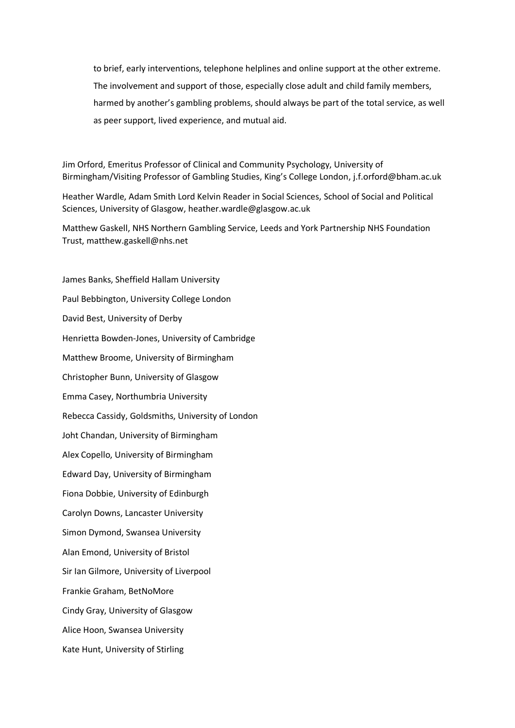to brief, early interventions, telephone helplines and online support at the other extreme. The involvement and support of those, especially close adult and child family members, harmed by another's gambling problems, should always be part of the total service, as well as peer support, lived experience, and mutual aid.

Jim Orford, Emeritus Professor of Clinical and Community Psychology, University of Birmingham/Visiting Professor of Gambling Studies, King's College London, j.f.orford@bham.ac.uk

Heather Wardle, Adam Smith Lord Kelvin Reader in Social Sciences, School of Social and Political Sciences, University of Glasgow, heather.wardle@glasgow.ac.uk

Matthew Gaskell, NHS Northern Gambling Service, Leeds and York Partnership NHS Foundation Trust, matthew.gaskell@nhs.net

James Banks, Sheffield Hallam University

Paul Bebbington, University College London

David Best, University of Derby

Henrietta Bowden-Jones, University of Cambridge

Matthew Broome, University of Birmingham

Christopher Bunn, University of Glasgow

Emma Casey, Northumbria University

Rebecca Cassidy, Goldsmiths, University of London

Joht Chandan, University of Birmingham

Alex Copello, University of Birmingham

Edward Day, University of Birmingham

Fiona Dobbie, University of Edinburgh

Carolyn Downs, Lancaster University

Simon Dymond, Swansea University

Alan Emond, University of Bristol

Sir Ian Gilmore, University of Liverpool

Frankie Graham, BetNoMore

Cindy Gray, University of Glasgow

Alice Hoon, Swansea University

Kate Hunt, University of Stirling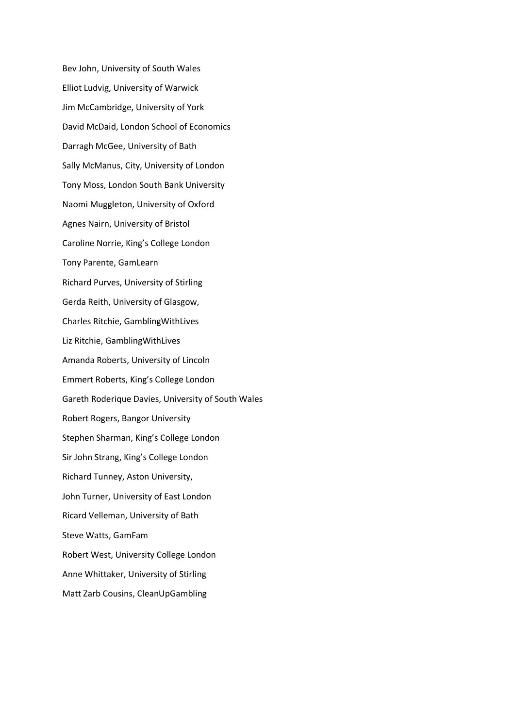Bev John, University of South Wales

Elliot Ludvig, University of Warwick

Jim McCambridge, University of York

David McDaid, London School of Economics

Darragh McGee, University of Bath

Sally McManus, City, University of London

Tony Moss, London South Bank University

Naomi Muggleton, University of Oxford

Agnes Nairn, University of Bristol

Caroline Norrie, King's College London

Tony Parente, GamLearn

Richard Purves, University of Stirling

Gerda Reith, University of Glasgow,

Charles Ritchie, GamblingWithLives

Liz Ritchie, GamblingWithLives

Amanda Roberts, University of Lincoln

Emmert Roberts, King's College London

Gareth Roderique Davies, University of South Wales

Robert Rogers, Bangor University

Stephen Sharman, King's College London

Sir John Strang, King's College London

Richard Tunney, Aston University,

John Turner, University of East London

Ricard Velleman, University of Bath

Steve Watts, GamFam

Robert West, University College London

Anne Whittaker, University of Stirling

Matt Zarb Cousins, CleanUpGambling